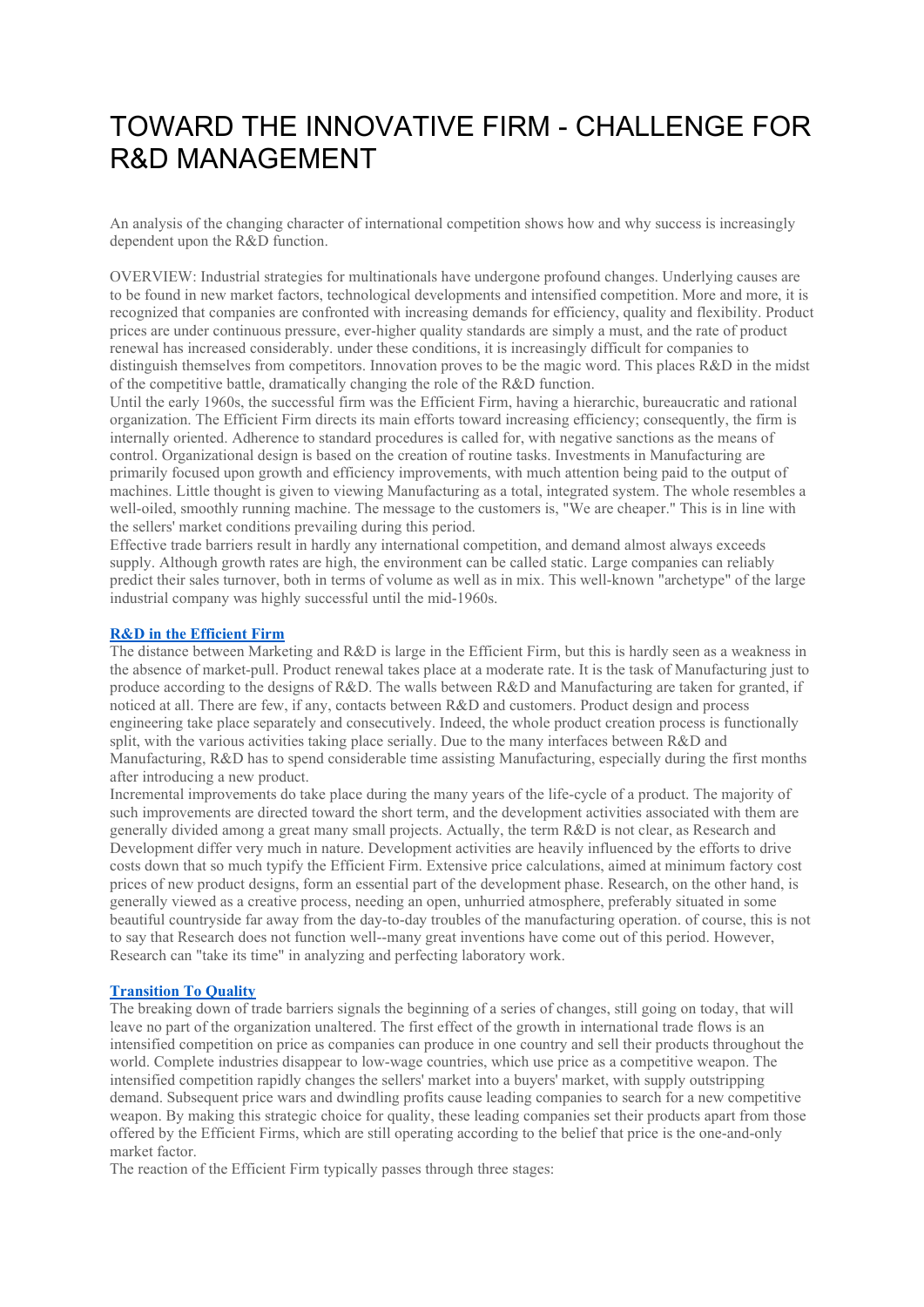# TOWARD THE INNOVATIVE FIRM - CHALLENGE FOR R&D MANAGEMENT

An analysis of the changing character of international competition shows how and why success is increasingly dependent upon the R&D function.

OVERVIEW: Industrial strategies for multinationals have undergone profound changes. Underlying causes are to be found in new market factors, technological developments and intensified competition. More and more, it is recognized that companies are confronted with increasing demands for efficiency, quality and flexibility. Product prices are under continuous pressure, ever-higher quality standards are simply a must, and the rate of product renewal has increased considerably. under these conditions, it is increasingly difficult for companies to distinguish themselves from competitors. Innovation proves to be the magic word. This places R&D in the midst of the competitive battle, dramatically changing the role of the R&D function.

Until the early 1960s, the successful firm was the Efficient Firm, having a hierarchic, bureaucratic and rational organization. The Efficient Firm directs its main efforts toward increasing efficiency; consequently, the firm is internally oriented. Adherence to standard procedures is called for, with negative sanctions as the means of control. Organizational design is based on the creation of routine tasks. Investments in Manufacturing are primarily focused upon growth and efficiency improvements, with much attention being paid to the output of machines. Little thought is given to viewing Manufacturing as a total, integrated system. The whole resembles a well-oiled, smoothly running machine. The message to the customers is, "We are cheaper." This is in line with the sellers' market conditions prevailing during this period.

Effective trade barriers result in hardly any international competition, and demand almost always exceeds supply. Although growth rates are high, the environment can be called static. Large companies can reliably predict their sales turnover, both in terms of volume as well as in mix. This well-known "archetype" of the large industrial company was highly successful until the mid-1960s.

## R&D in the Efficient Firm

The distance between Marketing and R&D is large in the Efficient Firm, but this is hardly seen as a weakness in the absence of market-pull. Product renewal takes place at a moderate rate. It is the task of Manufacturing just to produce according to the designs of R&D. The walls between R&D and Manufacturing are taken for granted, if noticed at all. There are few, if any, contacts between R&D and customers. Product design and process engineering take place separately and consecutively. Indeed, the whole product creation process is functionally split, with the various activities taking place serially. Due to the many interfaces between R&D and Manufacturing, R&D has to spend considerable time assisting Manufacturing, especially during the first months after introducing a new product.

Incremental improvements do take place during the many years of the life-cycle of a product. The majority of such improvements are directed toward the short term, and the development activities associated with them are generally divided among a great many small projects. Actually, the term R&D is not clear, as Research and Development differ very much in nature. Development activities are heavily influenced by the efforts to drive costs down that so much typify the Efficient Firm. Extensive price calculations, aimed at minimum factory cost prices of new product designs, form an essential part of the development phase. Research, on the other hand, is generally viewed as a creative process, needing an open, unhurried atmosphere, preferably situated in some beautiful countryside far away from the day-to-day troubles of the manufacturing operation. of course, this is not to say that Research does not function well--many great inventions have come out of this period. However, Research can "take its time" in analyzing and perfecting laboratory work.

## Transition To Quality

The breaking down of trade barriers signals the beginning of a series of changes, still going on today, that will leave no part of the organization unaltered. The first effect of the growth in international trade flows is an intensified competition on price as companies can produce in one country and sell their products throughout the world. Complete industries disappear to low-wage countries, which use price as a competitive weapon. The intensified competition rapidly changes the sellers' market into a buyers' market, with supply outstripping demand. Subsequent price wars and dwindling profits cause leading companies to search for a new competitive weapon. By making this strategic choice for quality, these leading companies set their products apart from those offered by the Efficient Firms, which are still operating according to the belief that price is the one-and-only market factor.

The reaction of the Efficient Firm typically passes through three stages: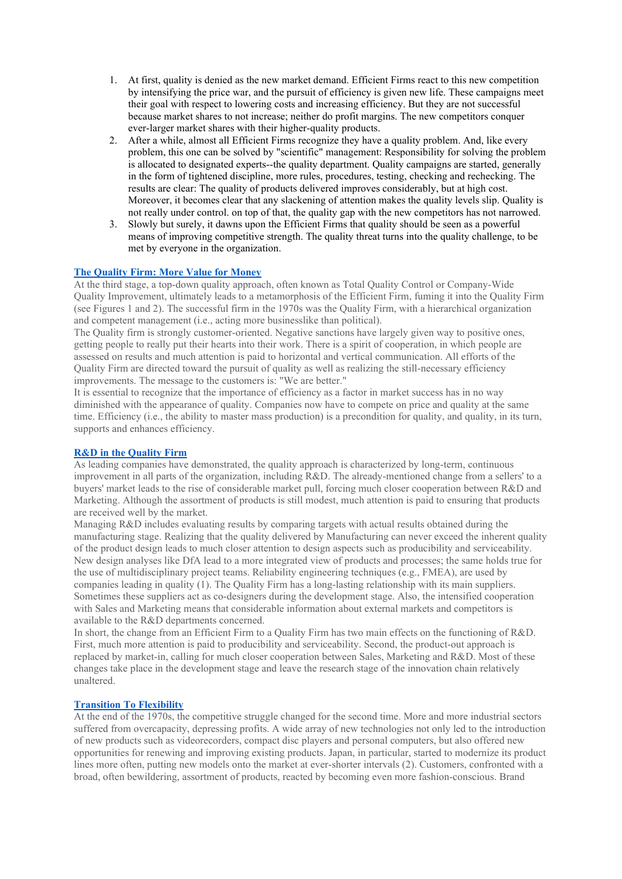1. At first, quality is denied as the new market demand. Efficient Firms react to this new competition by intensifying the price war, and the pursuit of efficiency is given new life. These campaigns meet their goal with respect to lowering costs and increasing efficiency. But they are not successful because market shares to not increase; neither do profit margins. The new competitors conquer ever-larger market shares with their higher-quality products.
2. After a while, almost all Efficient Firms recognize they have a quality problem. And, like every problem, this one can be solved by "scientific" management: Responsibility for solving the problem is allocated to designated experts--the quality department. Quality campaigns are started, generally in the form of tightened discipline, more rules, procedures, testing, checking and rechecking. The results are clear: The quality of products delivered improves considerably, but at high cost. Moreover, it becomes clear that any slackening of attention makes the quality levels slip. Quality is not really under control. on top of that, the quality gap with the new competitors has not narrowed.
3. Slowly but surely, it dawns upon the Efficient Firms that quality should be seen as a powerful means of improving competitive strength. The quality threat turns into the quality challenge, to be met by everyone in the organization.

### The Quality Firm: More Value for Money

At the third stage, a top-down quality approach, often known as Total Quality Control or Company-Wide Quality Improvement, ultimately leads to a metamorphosis of the Efficient Firm, fuming it into the Quality Firm (see Figures 1 and 2). The successful firm in the 1970s was the Quality Firm, with a hierarchical organization and competent management (i.e., acting more businesslike than political).

The Quality firm is strongly customer-oriented. Negative sanctions have largely given way to positive ones, getting people to really put their hearts into their work. There is a spirit of cooperation, in which people are assessed on results and much attention is paid to horizontal and vertical communication. All efforts of the Quality Firm are directed toward the pursuit of quality as well as realizing the still-necessary efficiency improvements. The message to the customers is: "We are better."

It is essential to recognize that the importance of efficiency as a factor in market success has in no way diminished with the appearance of quality. Companies now have to compete on price and quality at the same time. Efficiency (i.e., the ability to master mass production) is a precondition for quality, and quality, in its turn, supports and enhances efficiency.

### R&D in the Quality Firm

As leading companies have demonstrated, the quality approach is characterized by long-term, continuous improvement in all parts of the organization, including R&D. The already-mentioned change from a sellers' to a buyers' market leads to the rise of considerable market pull, forcing much closer cooperation between R&D and Marketing. Although the assortment of products is still modest, much attention is paid to ensuring that products are received well by the market.

Managing R&D includes evaluating results by comparing targets with actual results obtained during the manufacturing stage. Realizing that the quality delivered by Manufacturing can never exceed the inherent quality of the product design leads to much closer attention to design aspects such as producibility and serviceability. New design analyses like DfA lead to a more integrated view of products and processes; the same holds true for the use of multidisciplinary project teams. Reliability engineering techniques (e.g., FMEA), are used by companies leading in quality (1). The Quality Firm has a long-lasting relationship with its main suppliers. Sometimes these suppliers act as co-designers during the development stage. Also, the intensified cooperation with Sales and Marketing means that considerable information about external markets and competitors is available to the R&D departments concerned.

In short, the change from an Efficient Firm to a Quality Firm has two main effects on the functioning of R&D. First, much more attention is paid to producibility and serviceability. Second, the product-out approach is replaced by market-in, calling for much closer cooperation between Sales, Marketing and R&D. Most of these changes take place in the development stage and leave the research stage of the innovation chain relatively unaltered.

### Transition To Flexibility

At the end of the 1970s, the competitive struggle changed for the second time. More and more industrial sectors suffered from overcapacity, depressing profits. A wide array of new technologies not only led to the introduction of new products such as videorecorders, compact disc players and personal computers, but also offered new opportunities for renewing and improving existing products. Japan, in particular, started to modernize its product lines more often, putting new models onto the market at ever-shorter intervals (2). Customers, confronted with a broad, often bewildering, assortment of products, reacted by becoming even more fashion-conscious. Brand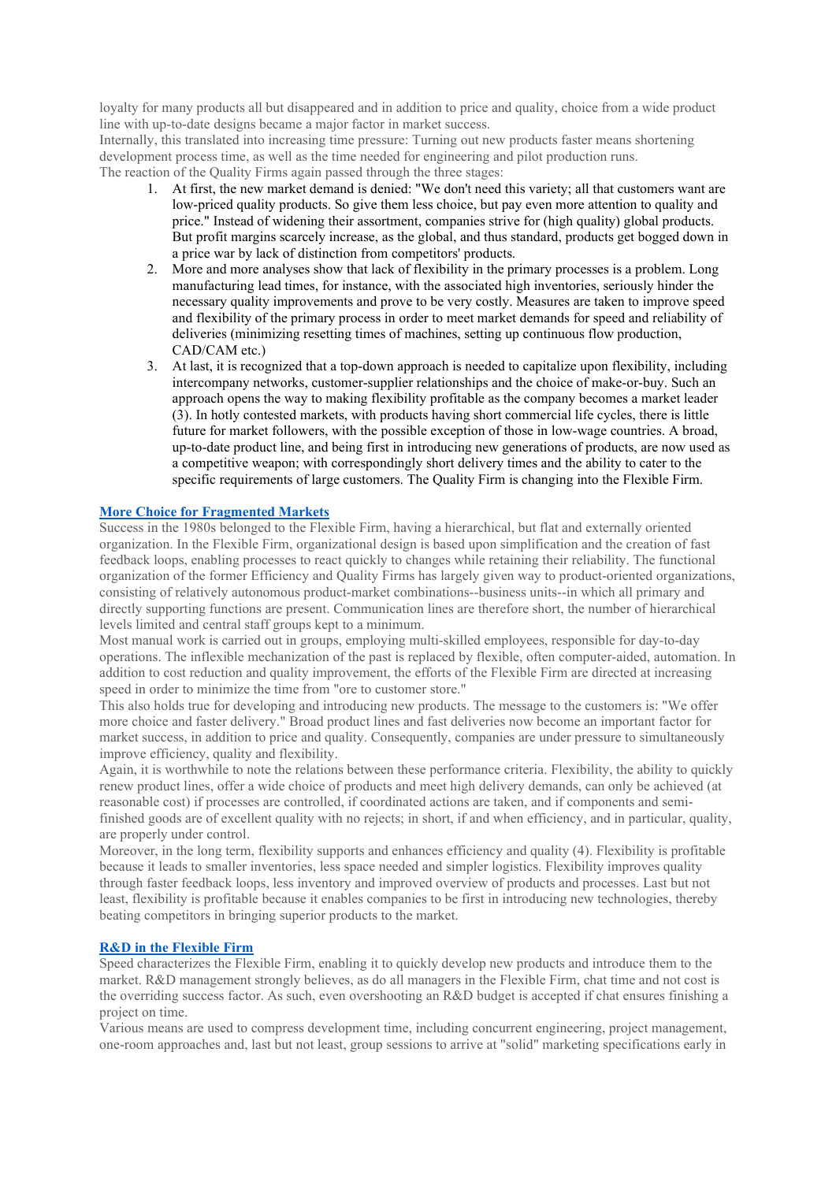loyalty for many products all but disappeared and in addition to price and quality, choice from a wide product line with up-to-date designs became a major factor in market success.
Internally, this translated into increasing time pressure: Turning out new products faster means shortening development process time, as well as the time needed for engineering and pilot production runs.
The reaction of the Quality Firms again passed through the three stages:

1. At first, the new market demand is denied: "We don't need this variety; all that customers want are low-priced quality products. So give them less choice, but pay even more attention to quality and price." Instead of widening their assortment, companies strive for (high quality) global products. But profit margins scarcely increase, as the global, and thus standard, products get bogged down in a price war by lack of distinction from competitors' products.
2. More and more analyses show that lack of flexibility in the primary processes is a problem. Long manufacturing lead times, for instance, with the associated high inventories, seriously hinder the necessary quality improvements and prove to be very costly. Measures are taken to improve speed and flexibility of the primary process in order to meet market demands for speed and reliability of deliveries (minimizing resetting times of machines, setting up continuous flow production, CAD/CAM etc.)
3. At last, it is recognized that a top-down approach is needed to capitalize upon flexibility, including intercompany networks, customer-supplier relationships and the choice of make-or-buy. Such an approach opens the way to making flexibility profitable as the company becomes a market leader (3). In hotly contested markets, with products having short commercial life cycles, there is little future for market followers, with the possible exception of those in low-wage countries. A broad, up-to-date product line, and being first in introducing new generations of products, are now used as a competitive weapon; with correspondingly short delivery times and the ability to cater to the specific requirements of large customers. The Quality Firm is changing into the Flexible Firm.

### More Choice for Fragmented Markets

Success in the 1980s belonged to the Flexible Firm, having a hierarchical, but flat and externally oriented organization. In the Flexible Firm, organizational design is based upon simplification and the creation of fast feedback loops, enabling processes to react quickly to changes while retaining their reliability. The functional organization of the former Efficiency and Quality Firms has largely given way to product-oriented organizations, consisting of relatively autonomous product-market combinations--business units--in which all primary and directly supporting functions are present. Communication lines are therefore short, the number of hierarchical levels limited and central staff groups kept to a minimum.
Most manual work is carried out in groups, employing multi-skilled employees, responsible for day-to-day operations. The inflexible mechanization of the past is replaced by flexible, often computer-aided, automation. In addition to cost reduction and quality improvement, the efforts of the Flexible Firm are directed at increasing speed in order to minimize the time from "ore to customer store."
This also holds true for developing and introducing new products. The message to the customers is: "We offer more choice and faster delivery." Broad product lines and fast deliveries now become an important factor for market success, in addition to price and quality. Consequently, companies are under pressure to simultaneously improve efficiency, quality and flexibility.
Again, it is worthwhile to note the relations between these performance criteria. Flexibility, the ability to quickly renew product lines, offer a wide choice of products and meet high delivery demands, can only be achieved (at reasonable cost) if processes are controlled, if coordinated actions are taken, and if components and semi-finished goods are of excellent quality with no rejects; in short, if and when efficiency, and in particular, quality, are properly under control.
Moreover, in the long term, flexibility supports and enhances efficiency and quality (4). Flexibility is profitable because it leads to smaller inventories, less space needed and simpler logistics. Flexibility improves quality through faster feedback loops, less inventory and improved overview of products and processes. Last but not least, flexibility is profitable because it enables companies to be first in introducing new technologies, thereby beating competitors in bringing superior products to the market.

### R&D in the Flexible Firm

Speed characterizes the Flexible Firm, enabling it to quickly develop new products and introduce them to the market. R&D management strongly believes, as do all managers in the Flexible Firm, chat time and not cost is the overriding success factor. As such, even overshooting an R&D budget is accepted if chat ensures finishing a project on time.
Various means are used to compress development time, including concurrent engineering, project management, one-room approaches and, last but not least, group sessions to arrive at "solid" marketing specifications early in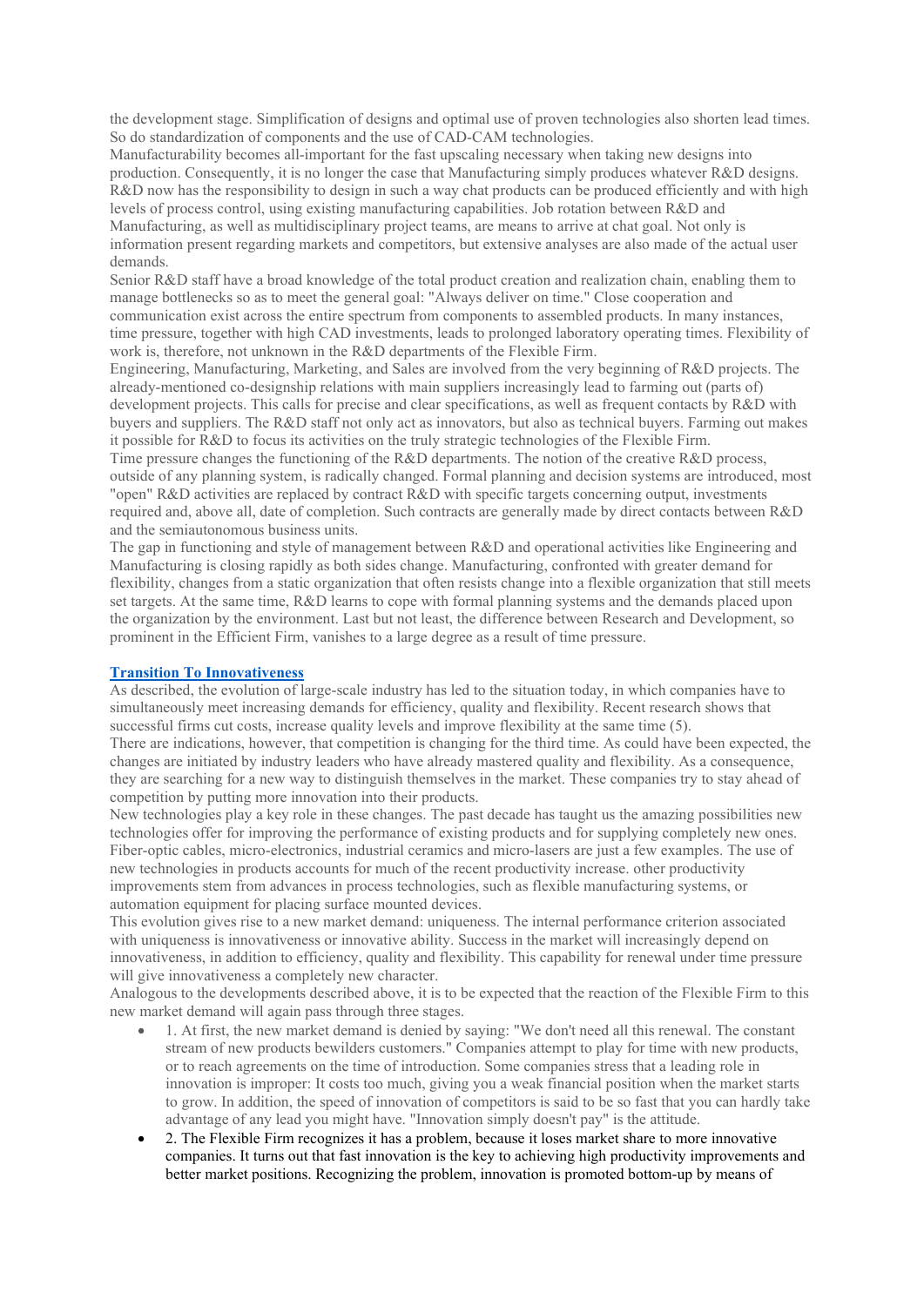the development stage. Simplification of designs and optimal use of proven technologies also shorten lead times. So do standardization of components and the use of CAD-CAM technologies.

Manufacturability becomes all-important for the fast upscaling necessary when taking new designs into production. Consequently, it is no longer the case that Manufacturing simply produces whatever R&D designs. R&D now has the responsibility to design in such a way chat products can be produced efficiently and with high levels of process control, using existing manufacturing capabilities. Job rotation between R&D and Manufacturing, as well as multidisciplinary project teams, are means to arrive at chat goal. Not only is information present regarding markets and competitors, but extensive analyses are also made of the actual user demands.

Senior R&D staff have a broad knowledge of the total product creation and realization chain, enabling them to manage bottlenecks so as to meet the general goal: "Always deliver on time." Close cooperation and communication exist across the entire spectrum from components to assembled products. In many instances, time pressure, together with high CAD investments, leads to prolonged laboratory operating times. Flexibility of work is, therefore, not unknown in the R&D departments of the Flexible Firm.

Engineering, Manufacturing, Marketing, and Sales are involved from the very beginning of R&D projects. The already-mentioned co-designship relations with main suppliers increasingly lead to farming out (parts of) development projects. This calls for precise and clear specifications, as well as frequent contacts by R&D with buyers and suppliers. The R&D staff not only act as innovators, but also as technical buyers. Farming out makes it possible for R&D to focus its activities on the truly strategic technologies of the Flexible Firm.

Time pressure changes the functioning of the R&D departments. The notion of the creative R&D process, outside of any planning system, is radically changed. Formal planning and decision systems are introduced, most "open" R&D activities are replaced by contract R&D with specific targets concerning output, investments required and, above all, date of completion. Such contracts are generally made by direct contacts between R&D and the semiautonomous business units.

The gap in functioning and style of management between R&D and operational activities like Engineering and Manufacturing is closing rapidly as both sides change. Manufacturing, confronted with greater demand for flexibility, changes from a static organization that often resists change into a flexible organization that still meets set targets. At the same time, R&D learns to cope with formal planning systems and the demands placed upon the organization by the environment. Last but not least, the difference between Research and Development, so prominent in the Efficient Firm, vanishes to a large degree as a result of time pressure.

## Transition To Innovativeness

As described, the evolution of large-scale industry has led to the situation today, in which companies have to simultaneously meet increasing demands for efficiency, quality and flexibility. Recent research shows that successful firms cut costs, increase quality levels and improve flexibility at the same time (5).

There are indications, however, that competition is changing for the third time. As could have been expected, the changes are initiated by industry leaders who have already mastered quality and flexibility. As a consequence, they are searching for a new way to distinguish themselves in the market. These companies try to stay ahead of competition by putting more innovation into their products.

New technologies play a key role in these changes. The past decade has taught us the amazing possibilities new technologies offer for improving the performance of existing products and for supplying completely new ones. Fiber-optic cables, micro-electronics, industrial ceramics and micro-lasers are just a few examples. The use of new technologies in products accounts for much of the recent productivity increase. other productivity improvements stem from advances in process technologies, such as flexible manufacturing systems, or automation equipment for placing surface mounted devices.

This evolution gives rise to a new market demand: uniqueness. The internal performance criterion associated with uniqueness is innovativeness or innovative ability. Success in the market will increasingly depend on innovativeness, in addition to efficiency, quality and flexibility. This capability for renewal under time pressure will give innovativeness a completely new character.

Analogous to the developments described above, it is to be expected that the reaction of the Flexible Firm to this new market demand will again pass through three stages.

- 1. At first, the new market demand is denied by saying: "We don't need all this renewal. The constant stream of new products bewilders customers." Companies attempt to play for time with new products, or to reach agreements on the time of introduction. Some companies stress that a leading role in innovation is improper: It costs too much, giving you a weak financial position when the market starts to grow. In addition, the speed of innovation of competitors is said to be so fast that you can hardly take advantage of any lead you might have. "Innovation simply doesn't pay" is the attitude.
- 2. The Flexible Firm recognizes it has a problem, because it loses market share to more innovative companies. It turns out that fast innovation is the key to achieving high productivity improvements and better market positions. Recognizing the problem, innovation is promoted bottom-up by means of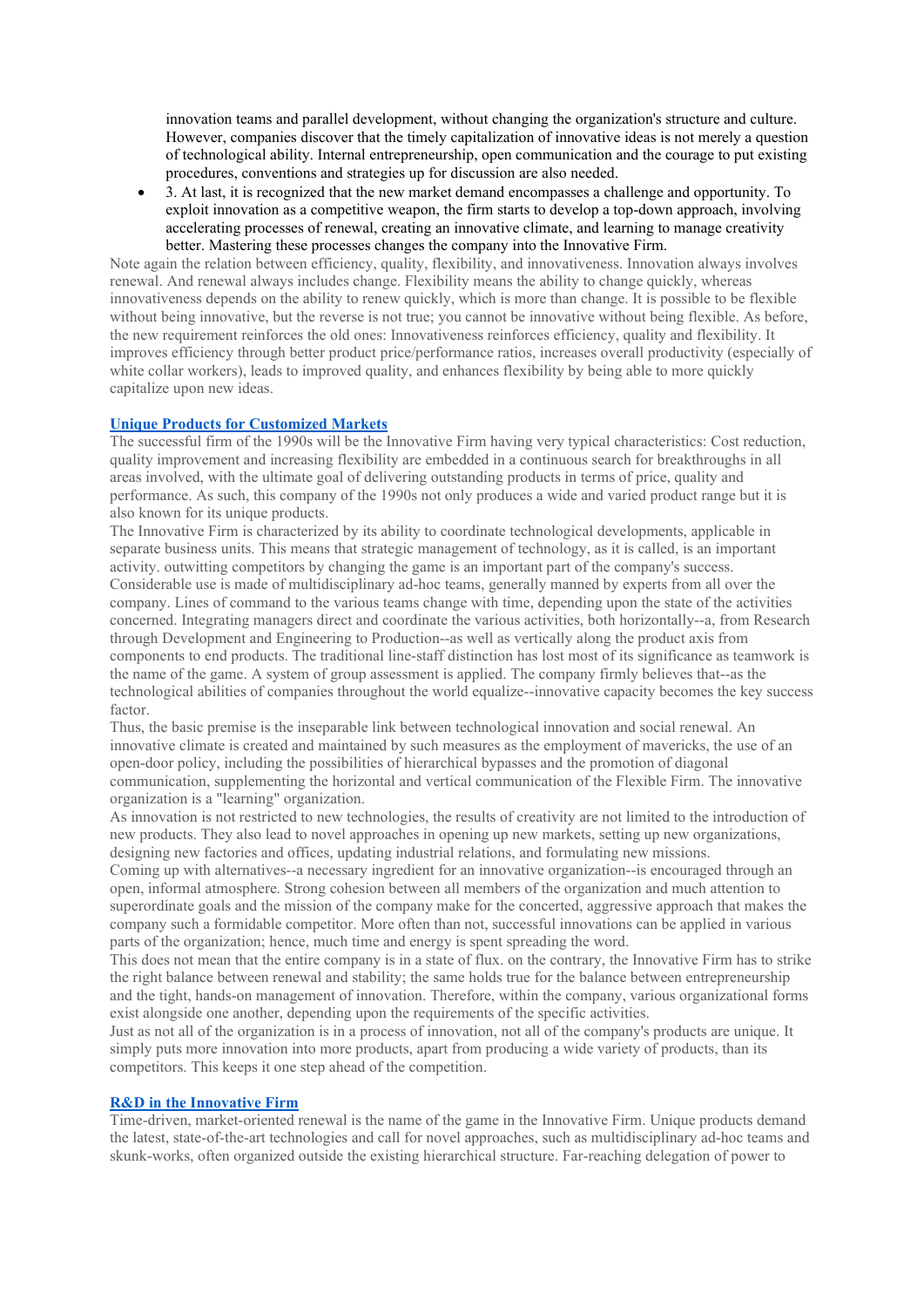innovation teams and parallel development, without changing the organization's structure and culture. However, companies discover that the timely capitalization of innovative ideas is not merely a question of technological ability. Internal entrepreneurship, open communication and the courage to put existing procedures, conventions and strategies up for discussion are also needed.

- 3. At last, it is recognized that the new market demand encompasses a challenge and opportunity. To exploit innovation as a competitive weapon, the firm starts to develop a top-down approach, involving accelerating processes of renewal, creating an innovative climate, and learning to manage creativity better. Mastering these processes changes the company into the Innovative Firm.

Note again the relation between efficiency, quality, flexibility, and innovativeness. Innovation always involves renewal. And renewal always includes change. Flexibility means the ability to change quickly, whereas innovativeness depends on the ability to renew quickly, which is more than change. It is possible to be flexible without being innovative, but the reverse is not true; you cannot be innovative without being flexible. As before, the new requirement reinforces the old ones: Innovativeness reinforces efficiency, quality and flexibility. It improves efficiency through better product price/performance ratios, increases overall productivity (especially of white collar workers), leads to improved quality, and enhances flexibility by being able to more quickly capitalize upon new ideas.

### Unique Products for Customized Markets

The successful firm of the 1990s will be the Innovative Firm having very typical characteristics: Cost reduction, quality improvement and increasing flexibility are embedded in a continuous search for breakthroughs in all areas involved, with the ultimate goal of delivering outstanding products in terms of price, quality and performance. As such, this company of the 1990s not only produces a wide and varied product range but it is also known for its unique products.

The Innovative Firm is characterized by its ability to coordinate technological developments, applicable in separate business units. This means that strategic management of technology, as it is called, is an important activity. outwitting competitors by changing the game is an important part of the company's success. Considerable use is made of multidisciplinary ad-hoc teams, generally manned by experts from all over the company. Lines of command to the various teams change with time, depending upon the state of the activities concerned. Integrating managers direct and coordinate the various activities, both horizontally--a, from Research through Development and Engineering to Production--as well as vertically along the product axis from components to end products. The traditional line-staff distinction has lost most of its significance as teamwork is the name of the game. A system of group assessment is applied. The company firmly believes that--as the technological abilities of companies throughout the world equalize--innovative capacity becomes the key success factor.

Thus, the basic premise is the inseparable link between technological innovation and social renewal. An innovative climate is created and maintained by such measures as the employment of mavericks, the use of an open-door policy, including the possibilities of hierarchical bypasses and the promotion of diagonal communication, supplementing the horizontal and vertical communication of the Flexible Firm. The innovative organization is a "learning" organization.

As innovation is not restricted to new technologies, the results of creativity are not limited to the introduction of new products. They also lead to novel approaches in opening up new markets, setting up new organizations, designing new factories and offices, updating industrial relations, and formulating new missions.

Coming up with alternatives--a necessary ingredient for an innovative organization--is encouraged through an open, informal atmosphere. Strong cohesion between all members of the organization and much attention to superordinate goals and the mission of the company make for the concerted, aggressive approach that makes the company such a formidable competitor. More often than not, successful innovations can be applied in various parts of the organization; hence, much time and energy is spent spreading the word.

This does not mean that the entire company is in a state of flux. on the contrary, the Innovative Firm has to strike the right balance between renewal and stability; the same holds true for the balance between entrepreneurship and the tight, hands-on management of innovation. Therefore, within the company, various organizational forms exist alongside one another, depending upon the requirements of the specific activities.

Just as not all of the organization is in a process of innovation, not all of the company's products are unique. It simply puts more innovation into more products, apart from producing a wide variety of products, than its competitors. This keeps it one step ahead of the competition.

### R&D in the Innovative Firm

Time-driven, market-oriented renewal is the name of the game in the Innovative Firm. Unique products demand the latest, state-of-the-art technologies and call for novel approaches, such as multidisciplinary ad-hoc teams and skunk-works, often organized outside the existing hierarchical structure. Far-reaching delegation of power to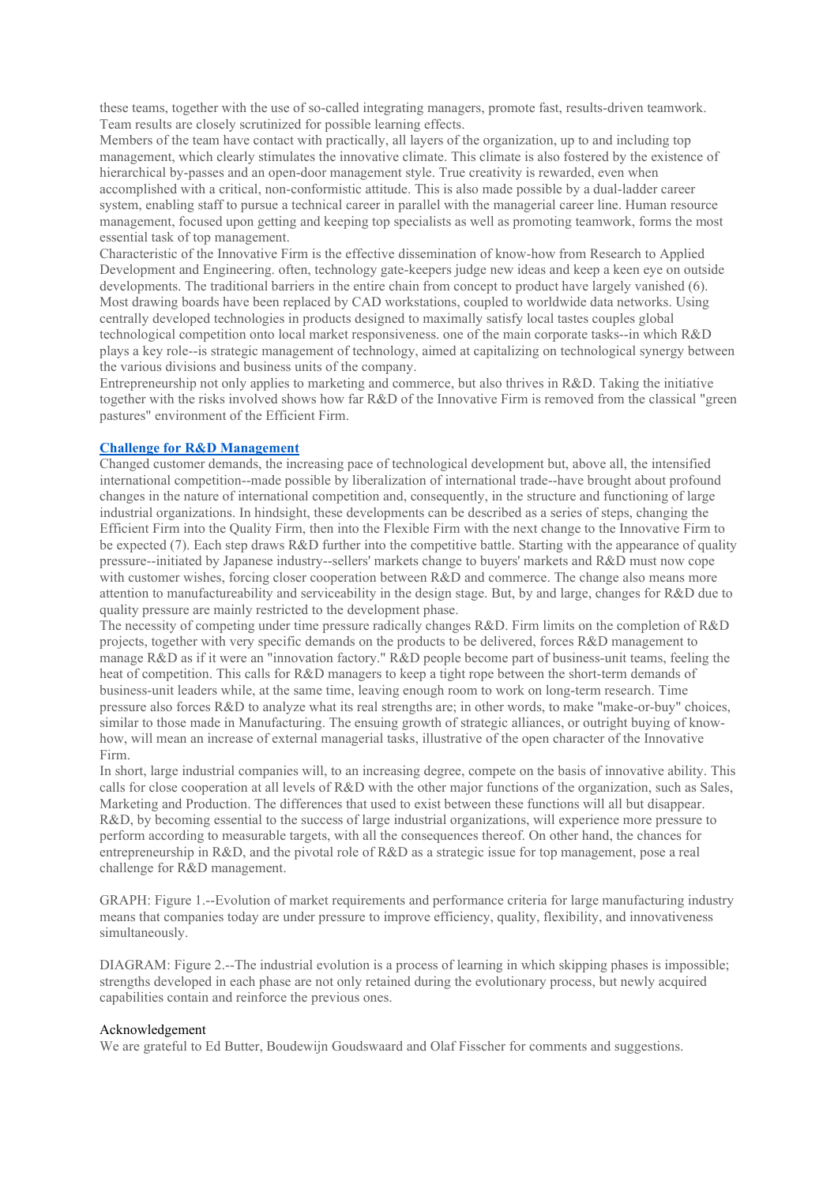these teams, together with the use of so-called integrating managers, promote fast, results-driven teamwork. Team results are closely scrutinized for possible learning effects.

Members of the team have contact with practically, all layers of the organization, up to and including top management, which clearly stimulates the innovative climate. This climate is also fostered by the existence of hierarchical by-passes and an open-door management style. True creativity is rewarded, even when accomplished with a critical, non-conformistic attitude. This is also made possible by a dual-ladder career system, enabling staff to pursue a technical career in parallel with the managerial career line. Human resource management, focused upon getting and keeping top specialists as well as promoting teamwork, forms the most essential task of top management.

Characteristic of the Innovative Firm is the effective dissemination of know-how from Research to Applied Development and Engineering. often, technology gate-keepers judge new ideas and keep a keen eye on outside developments. The traditional barriers in the entire chain from concept to product have largely vanished (6). Most drawing boards have been replaced by CAD workstations, coupled to worldwide data networks. Using centrally developed technologies in products designed to maximally satisfy local tastes couples global technological competition onto local market responsiveness. one of the main corporate tasks--in which R&D plays a key role--is strategic management of technology, aimed at capitalizing on technological synergy between the various divisions and business units of the company.

Entrepreneurship not only applies to marketing and commerce, but also thrives in R&D. Taking the initiative together with the risks involved shows how far R&D of the Innovative Firm is removed from the classical "green pastures" environment of the Efficient Firm.

## Challenge for R&D Management

Changed customer demands, the increasing pace of technological development but, above all, the intensified international competition--made possible by liberalization of international trade--have brought about profound changes in the nature of international competition and, consequently, in the structure and functioning of large industrial organizations. In hindsight, these developments can be described as a series of steps, changing the Efficient Firm into the Quality Firm, then into the Flexible Firm with the next change to the Innovative Firm to be expected (7). Each step draws R&D further into the competitive battle. Starting with the appearance of quality pressure--initiated by Japanese industry--sellers' markets change to buyers' markets and R&D must now cope with customer wishes, forcing closer cooperation between R&D and commerce. The change also means more attention to manufactureability and serviceability in the design stage. But, by and large, changes for R&D due to quality pressure are mainly restricted to the development phase.

The necessity of competing under time pressure radically changes R&D. Firm limits on the completion of R&D projects, together with very specific demands on the products to be delivered, forces R&D management to manage R&D as if it were an "innovation factory." R&D people become part of business-unit teams, feeling the heat of competition. This calls for R&D managers to keep a tight rope between the short-term demands of business-unit leaders while, at the same time, leaving enough room to work on long-term research. Time pressure also forces R&D to analyze what its real strengths are; in other words, to make "make-or-buy" choices, similar to those made in Manufacturing. The ensuing growth of strategic alliances, or outright buying of know-how, will mean an increase of external managerial tasks, illustrative of the open character of the Innovative Firm.

In short, large industrial companies will, to an increasing degree, compete on the basis of innovative ability. This calls for close cooperation at all levels of R&D with the other major functions of the organization, such as Sales, Marketing and Production. The differences that used to exist between these functions will all but disappear. R&D, by becoming essential to the success of large industrial organizations, will experience more pressure to perform according to measurable targets, with all the consequences thereof. On other hand, the chances for entrepreneurship in R&D, and the pivotal role of R&D as a strategic issue for top management, pose a real challenge for R&D management.

GRAPH: Figure 1.--Evolution of market requirements and performance criteria for large manufacturing industry means that companies today are under pressure to improve efficiency, quality, flexibility, and innovativeness simultaneously.

DIAGRAM: Figure 2.--The industrial evolution is a process of learning in which skipping phases is impossible; strengths developed in each phase are not only retained during the evolutionary process, but newly acquired capabilities contain and reinforce the previous ones.

Acknowledgement

We are grateful to Ed Butter, Boudewijn Goudswaard and Olaf Fisscher for comments and suggestions.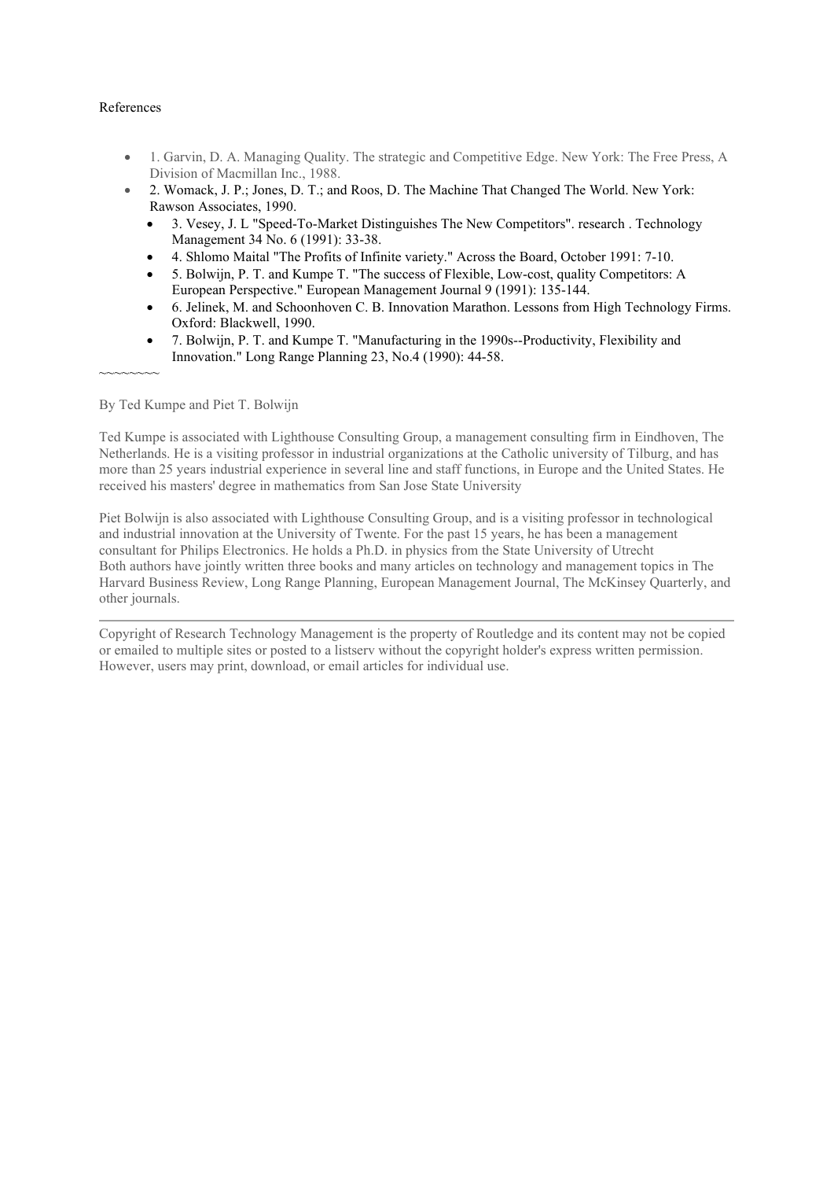References

- 1. Garvin, D. A. Managing Quality. The strategic and Competitive Edge. New York: The Free Press, A Division of Macmillan Inc., 1988.
- 2. Womack, J. P.; Jones, D. T.; and Roos, D. The Machine That Changed The World. New York: Rawson Associates, 1990.
  - 3. Vesey, J. L "Speed-To-Market Distinguishes The New Competitors". research . Technology Management 34 No. 6 (1991): 33-38.
  - 4. Shlomo Maital "The Profits of Infinite variety." Across the Board, October 1991: 7-10.
  - 5. Bolwijn, P. T. and Kumpe T. "The success of Flexible, Low-cost, quality Competitors: A European Perspective." European Management Journal 9 (1991): 135-144.
  - 6. Jelinek, M. and Schoonhoven C. B. Innovation Marathon. Lessons from High Technology Firms. Oxford: Blackwell, 1990.
  - 7. Bolwijn, P. T. and Kumpe T. "Manufacturing in the 1990s--Productivity, Flexibility and Innovation." Long Range Planning 23, No.4 (1990): 44-58.

~~~~~~~~

By Ted Kumpe and Piet T. Bolwijn

Ted Kumpe is associated with Lighthouse Consulting Group, a management consulting firm in Eindhoven, The Netherlands. He is a visiting professor in industrial organizations at the Catholic university of Tilburg, and has more than 25 years industrial experience in several line and staff functions, in Europe and the United States. He received his masters' degree in mathematics from San Jose State University

Piet Bolwijn is also associated with Lighthouse Consulting Group, and is a visiting professor in technological and industrial innovation at the University of Twente. For the past 15 years, he has been a management consultant for Philips Electronics. He holds a Ph.D. in physics from the State University of Utrecht
Both authors have jointly written three books and many articles on technology and management topics in The Harvard Business Review, Long Range Planning, European Management Journal, The McKinsey Quarterly, and other journals.

---

Copyright of Research Technology Management is the property of Routledge and its content may not be copied or emailed to multiple sites or posted to a listserv without the copyright holder's express written permission. However, users may print, download, or email articles for individual use.